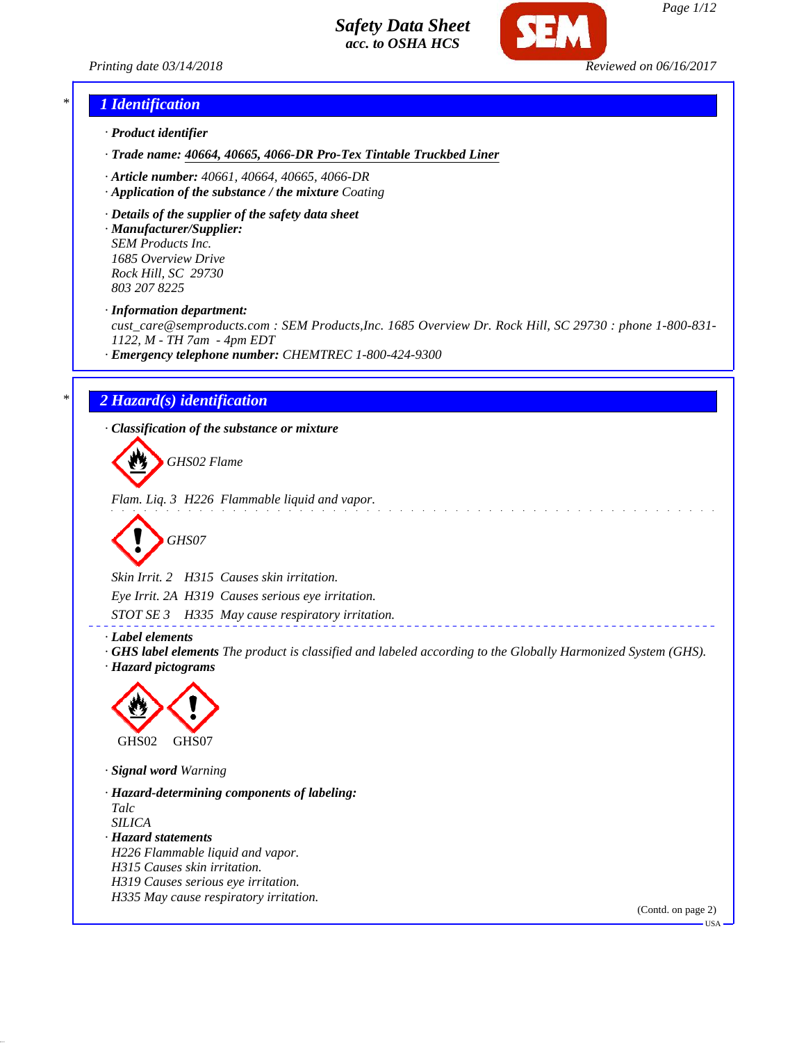# Safety Data Sheet
*acc. to OSHA HCS*

*Printing date 03/14/2018* *Reviewed on 06/16/2017*

## 1 Identification

· **Product identifier**

· **Trade name:** **40664, 40665, 4066-DR Pro-Tex Tintable Truckbed Liner**

· **Article number:** 40661, 40664, 40665, 4066-DR

· **Application of the substance / the mixture** Coating

· **Details of the supplier of the safety data sheet**

· **Manufacturer/Supplier:**
SEM Products Inc.
1685 Overview Drive
Rock Hill, SC 29730
803 207 8225

· **Information department:**
cust_care@semproducts.com : SEM Products,Inc. 1685 Overview Dr. Rock Hill, SC 29730 : phone 1-800-831-1122, M - TH 7am - 4pm EDT

· **Emergency telephone number:** CHEMTREC 1-800-424-9300

## 2 Hazard(s) identification

· **Classification of the substance or mixture**

GHS02 Flame

Flam. Liq. 3 H226 Flammable liquid and vapor.

GHS07

Skin Irrit. 2 H315 Causes skin irritation.

Eye Irrit. 2A H319 Causes serious eye irritation.

STOT SE 3 H335 May cause respiratory irritation.

· **Label elements**

· **GHS label elements** The product is classified and labeled according to the Globally Harmonized System (GHS).

· **Hazard pictograms**

GHS02 GHS07

· **Signal word** Warning

· **Hazard-determining components of labeling:**
Talc
SILICA

· **Hazard statements**
H226 Flammable liquid and vapor.
H315 Causes skin irritation.
H319 Causes serious eye irritation.
H335 May cause respiratory irritation.

(Contd. on page 2)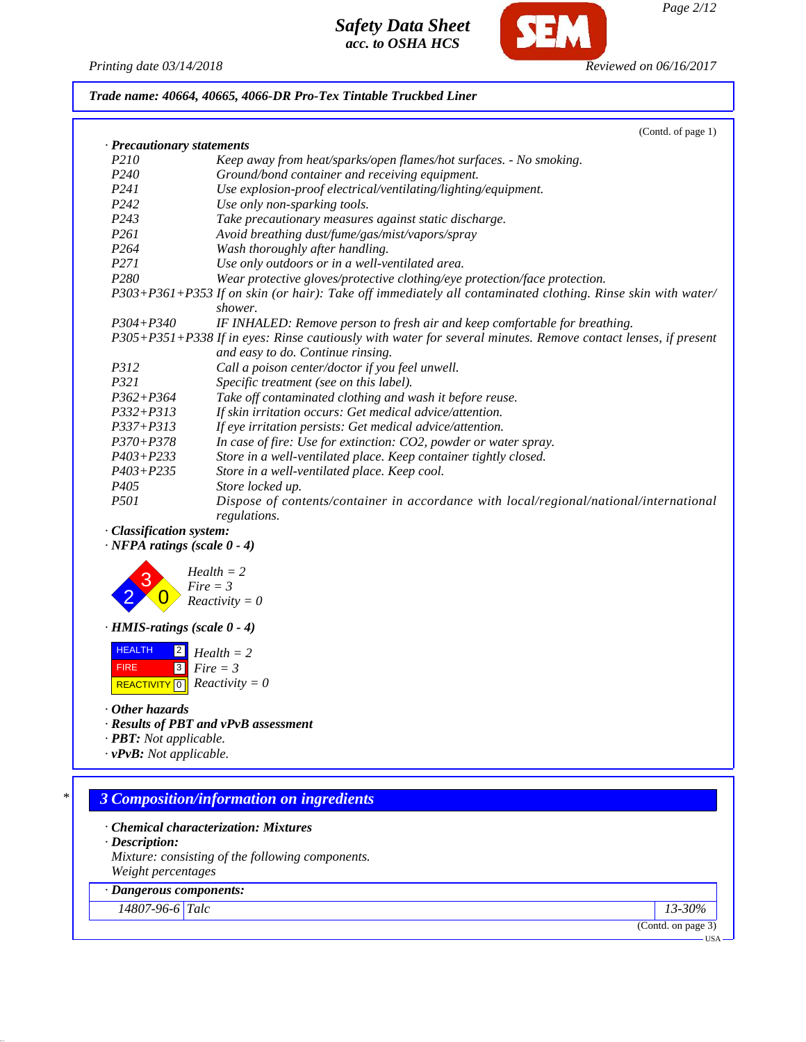**Trade name: 40664, 40665, 4066-DR Pro-Tex Tintable Truckbed Liner**

(Contd. of page 1)

· **Precautionary statements**

| | |
|---|---|
| P210 | Keep away from heat/sparks/open flames/hot surfaces. - No smoking. |
| P240 | Ground/bond container and receiving equipment. |
| P241 | Use explosion-proof electrical/ventilating/lighting/equipment. |
| P242 | Use only non-sparking tools. |
| P243 | Take precautionary measures against static discharge. |
| P261 | Avoid breathing dust/fume/gas/mist/vapors/spray |
| P264 | Wash thoroughly after handling. |
| P271 | Use only outdoors or in a well-ventilated area. |
| P280 | Wear protective gloves/protective clothing/eye protection/face protection. |
| P303+P361+P353 | If on skin (or hair): Take off immediately all contaminated clothing. Rinse skin with water/shower. |
| P304+P340 | IF INHALED: Remove person to fresh air and keep comfortable for breathing. |
| P305+P351+P338 | If in eyes: Rinse cautiously with water for several minutes. Remove contact lenses, if present and easy to do. Continue rinsing. |
| P312 | Call a poison center/doctor if you feel unwell. |
| P321 | Specific treatment (see on this label). |
| P362+P364 | Take off contaminated clothing and wash it before reuse. |
| P332+P313 | If skin irritation occurs: Get medical advice/attention. |
| P337+P313 | If eye irritation persists: Get medical advice/attention. |
| P370+P378 | In case of fire: Use for extinction: CO2, powder or water spray. |
| P403+P233 | Store in a well-ventilated place. Keep container tightly closed. |
| P403+P235 | Store in a well-ventilated place. Keep cool. |
| P405 | Store locked up. |
| P501 | Dispose of contents/container in accordance with local/regional/national/international regulations. |

· **Classification system:**

· **NFPA ratings (scale 0 - 4)**

Health = 2
Fire = 3
Reactivity = 0

· **HMIS-ratings (scale 0 - 4)**

| | | |
|---|---|---|
| HEALTH | 2 | Health = 2 |
| FIRE | 3 | Fire = 3 |
| REACTIVITY | 0 | Reactivity = 0 |

· **Other hazards**

· **Results of PBT and vPvB assessment**

· **PBT:** Not applicable.

· **vPvB:** Not applicable.

## 3 Composition/information on ingredients

· **Chemical characterization: Mixtures**

· **Description:**

Mixture: consisting of the following components.
Weight percentages

· **Dangerous components:**

| | | |
|---|---|---|
| 14807-96-6 | Talc | 13-30% |

(Contd. on page 3)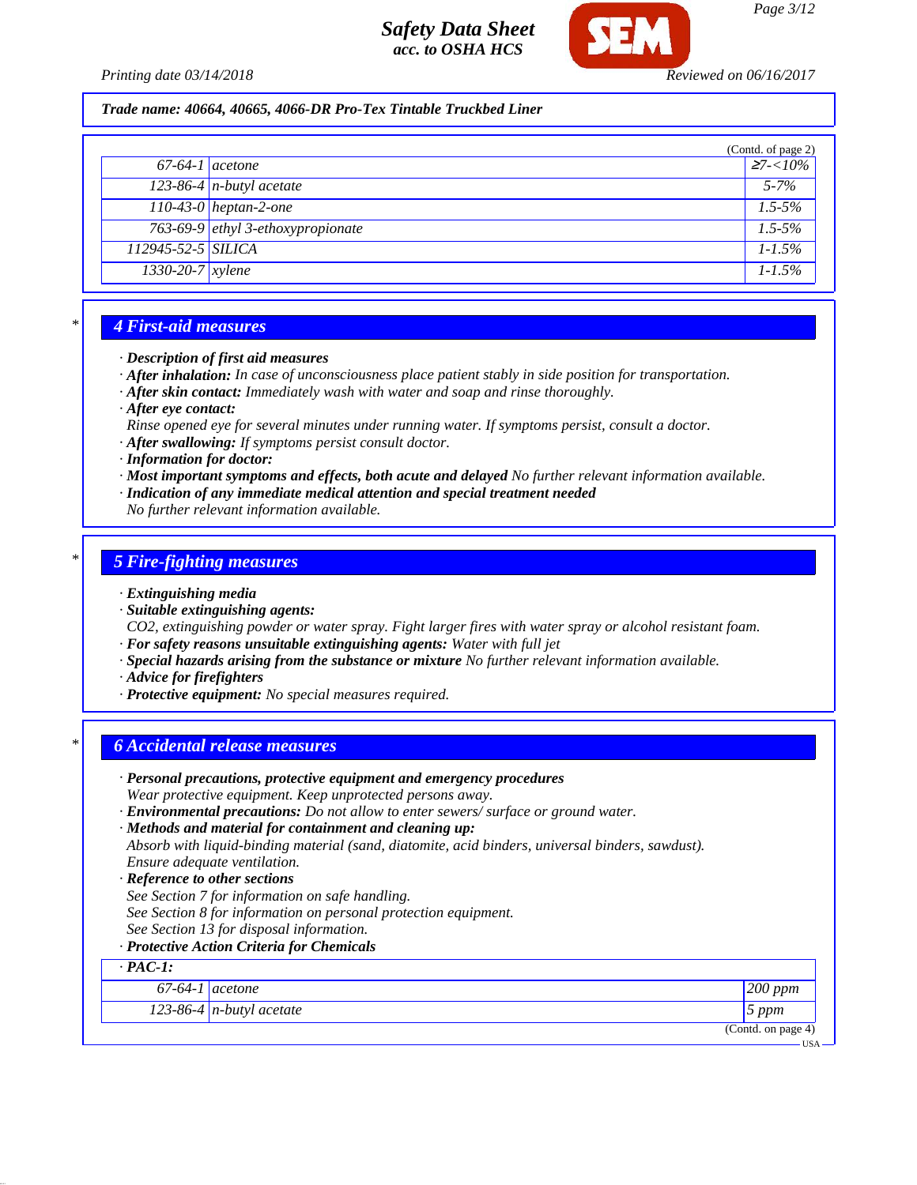Trade name: 40664, 40665, 4066-DR Pro-Tex Tintable Truckbed Liner

(Contd. of page 2)

| | | |
|---|---|---|
| 67-64-1 | acetone | ≥7-<10% |
| 123-86-4 | n-butyl acetate | 5-7% |
| 110-43-0 | heptan-2-one | 1.5-5% |
| 763-69-9 | ethyl 3-ethoxypropionate | 1.5-5% |
| 112945-52-5 | SILICA | 1-1.5% |
| 1330-20-7 | xylene | 1-1.5% |

## 4 First-aid measures

· **Description of first aid measures**
· **After inhalation:** In case of unconsciousness place patient stably in side position for transportation.
· **After skin contact:** Immediately wash with water and soap and rinse thoroughly.
· **After eye contact:**
Rinse opened eye for several minutes under running water. If symptoms persist, consult a doctor.
· **After swallowing:** If symptoms persist consult doctor.
· **Information for doctor:**
· **Most important symptoms and effects, both acute and delayed** No further relevant information available.
· **Indication of any immediate medical attention and special treatment needed**
No further relevant information available.

## 5 Fire-fighting measures

· **Extinguishing media**
· **Suitable extinguishing agents:**
CO2, extinguishing powder or water spray. Fight larger fires with water spray or alcohol resistant foam.
· **For safety reasons unsuitable extinguishing agents:** Water with full jet
· **Special hazards arising from the substance or mixture** No further relevant information available.
· **Advice for firefighters**
· **Protective equipment:** No special measures required.

## 6 Accidental release measures

· **Personal precautions, protective equipment and emergency procedures**
Wear protective equipment. Keep unprotected persons away.
· **Environmental precautions:** Do not allow to enter sewers/ surface or ground water.
· **Methods and material for containment and cleaning up:**
Absorb with liquid-binding material (sand, diatomite, acid binders, universal binders, sawdust).
Ensure adequate ventilation.
· **Reference to other sections**
See Section 7 for information on safe handling.
See Section 8 for information on personal protective equipment.
See Section 13 for disposal information.
· **Protective Action Criteria for Chemicals**

| · PAC-1: | | |
|---|---|---|
| 67-64-1 | acetone | 200 ppm |
| 123-86-4 | n-butyl acetate | 5 ppm |

(Contd. on page 4)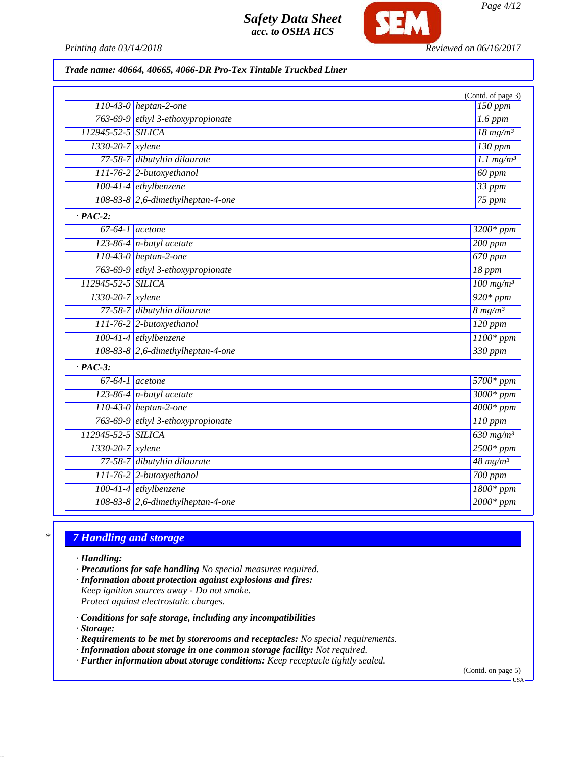**Trade name: 40664, 40665, 4066-DR Pro-Tex Tintable Truckbed Liner**

(Contd. of page 3)

| | | |
|---|---|---|
| 110-43-0 | heptan-2-one | 150 ppm |
| 763-69-9 | ethyl 3-ethoxypropionate | 1.6 ppm |
| 112945-52-5 | SILICA | 18 mg/m³ |
| 1330-20-7 | xylene | 130 ppm |
| 77-58-7 | dibutyltin dilaurate | 1.1 mg/m³ |
| 111-76-2 | 2-butoxyethanol | 60 ppm |
| 100-41-4 | ethylbenzene | 33 ppm |
| 108-83-8 | 2,6-dimethylheptan-4-one | 75 ppm |
| **· PAC-2:** | | |
| 67-64-1 | acetone | 3200* ppm |
| 123-86-4 | n-butyl acetate | 200 ppm |
| 110-43-0 | heptan-2-one | 670 ppm |
| 763-69-9 | ethyl 3-ethoxypropionate | 18 ppm |
| 112945-52-5 | SILICA | 100 mg/m³ |
| 1330-20-7 | xylene | 920* ppm |
| 77-58-7 | dibutyltin dilaurate | 8 mg/m³ |
| 111-76-2 | 2-butoxyethanol | 120 ppm |
| 100-41-4 | ethylbenzene | 1100* ppm |
| 108-83-8 | 2,6-dimethylheptan-4-one | 330 ppm |
| **· PAC-3:** | | |
| 67-64-1 | acetone | 5700* ppm |
| 123-86-4 | n-butyl acetate | 3000* ppm |
| 110-43-0 | heptan-2-one | 4000* ppm |
| 763-69-9 | ethyl 3-ethoxypropionate | 110 ppm |
| 112945-52-5 | SILICA | 630 mg/m³ |
| 1330-20-7 | xylene | 2500* ppm |
| 77-58-7 | dibutyltin dilaurate | 48 mg/m³ |
| 111-76-2 | 2-butoxyethanol | 700 ppm |
| 100-41-4 | ethylbenzene | 1800* ppm |
| 108-83-8 | 2,6-dimethylheptan-4-one | 2000* ppm |

## 7 Handling and storage

· **Handling:**
· **Precautions for safe handling** No special measures required.
· **Information about protection against explosions and fires:**
Keep ignition sources away - Do not smoke.
Protect against electrostatic charges.

· **Conditions for safe storage, including any incompatibilities**
· **Storage:**
· **Requirements to be met by storerooms and receptacles:** No special requirements.
· **Information about storage in one common storage facility:** Not required.
· **Further information about storage conditions:** Keep receptacle tightly sealed.

(Contd. on page 5)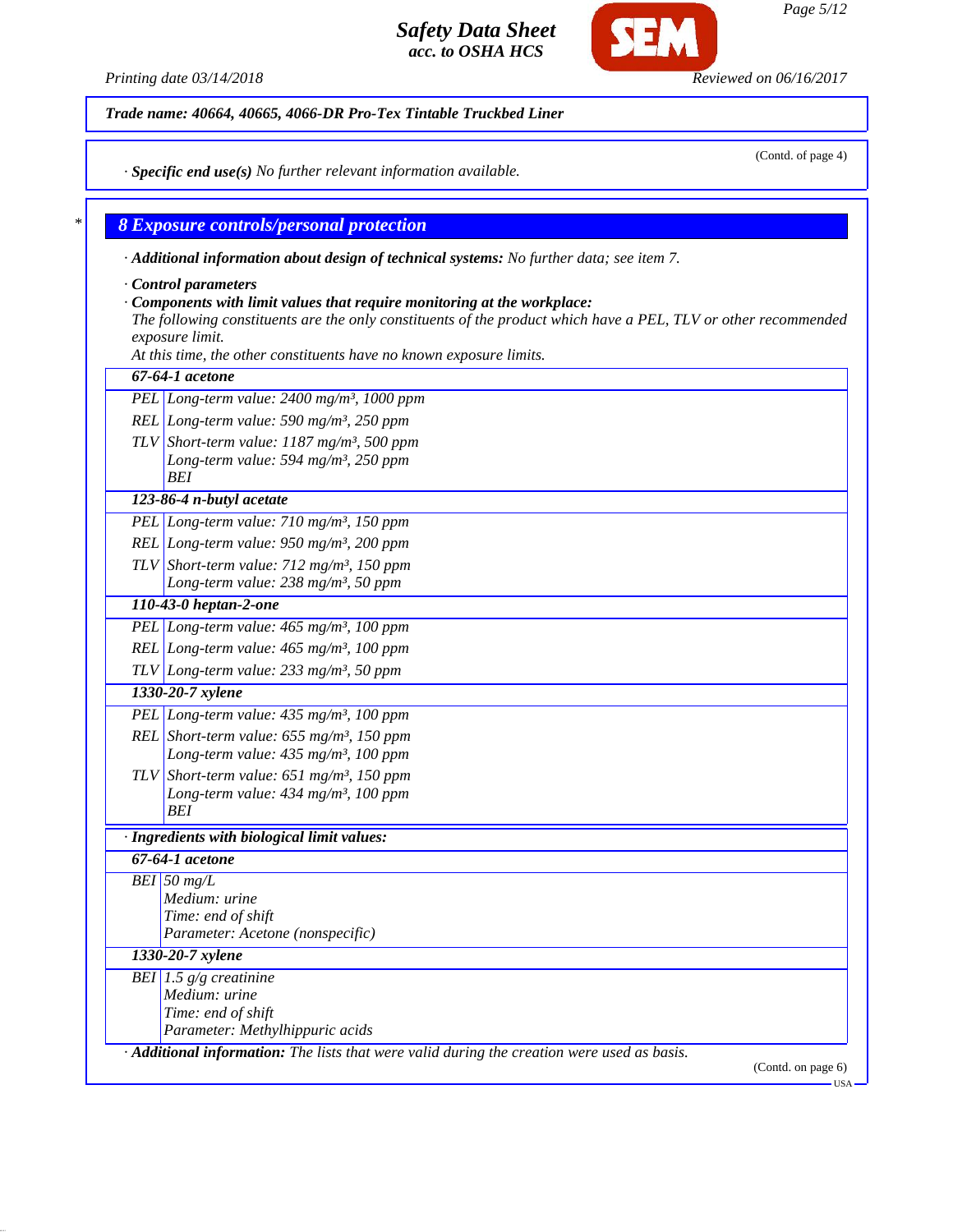**Trade name: 40664, 40665, 4066-DR Pro-Tex Tintable Truckbed Liner**

(Contd. of page 4)

· **Specific end use(s)** No further relevant information available.

## 8 Exposure controls/personal protection

· **Additional information about design of technical systems:** No further data; see item 7.

· **Control parameters**

· **Components with limit values that require monitoring at the workplace:**

The following constituents are the only constituents of the product which have a PEL, TLV or other recommended exposure limit.

At this time, the other constituents have no known exposure limits.

| **67-64-1 acetone** | |
|---|---|
| PEL | Long-term value: 2400 mg/m³, 1000 ppm |
| REL | Long-term value: 590 mg/m³, 250 ppm |
| TLV | Short-term value: 1187 mg/m³, 500 ppm<br>Long-term value: 594 mg/m³, 250 ppm<br>BEI |
| **123-86-4 n-butyl acetate** | |
| PEL | Long-term value: 710 mg/m³, 150 ppm |
| REL | Long-term value: 950 mg/m³, 200 ppm |
| TLV | Short-term value: 712 mg/m³, 150 ppm<br>Long-term value: 238 mg/m³, 50 ppm |
| **110-43-0 heptan-2-one** | |
| PEL | Long-term value: 465 mg/m³, 100 ppm |
| REL | Long-term value: 465 mg/m³, 100 ppm |
| TLV | Long-term value: 233 mg/m³, 50 ppm |
| **1330-20-7 xylene** | |
| PEL | Long-term value: 435 mg/m³, 100 ppm |
| REL | Short-term value: 655 mg/m³, 150 ppm<br>Long-term value: 435 mg/m³, 100 ppm |
| TLV | Short-term value: 651 mg/m³, 150 ppm<br>Long-term value: 434 mg/m³, 100 ppm<br>BEI |

· **Ingredients with biological limit values:**

| **67-64-1 acetone** | |
|---|---|
| BEI | 50 mg/L<br>Medium: urine<br>Time: end of shift<br>Parameter: Acetone (nonspecific) |
| **1330-20-7 xylene** | |
| BEI | 1.5 g/g creatinine<br>Medium: urine<br>Time: end of shift<br>Parameter: Methylhippuric acids |

· **Additional information:** The lists that were valid during the creation were used as basis.

(Contd. on page 6)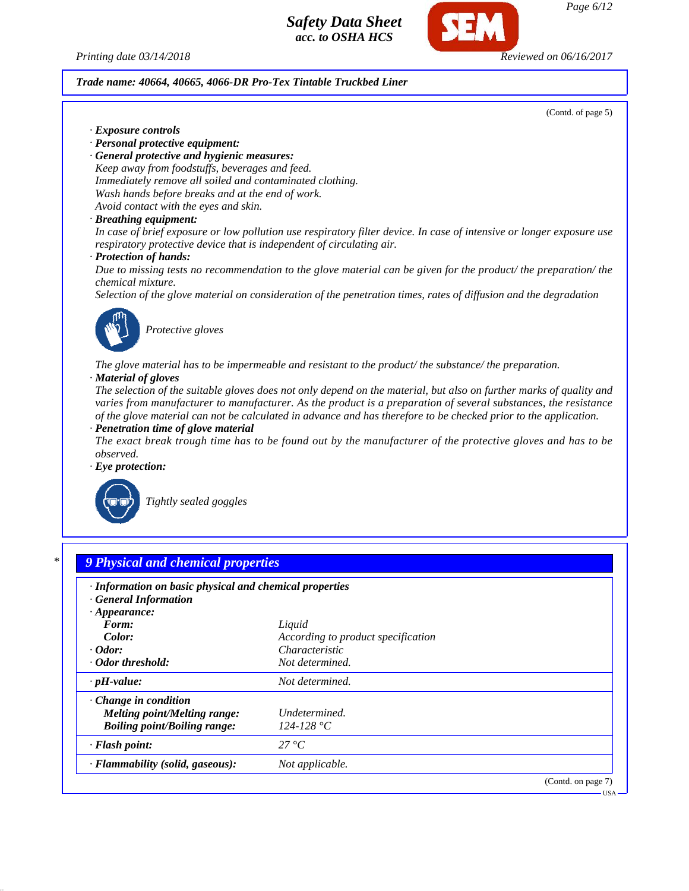Trade name: 40664, 40665, 4066-DR Pro-Tex Tintable Truckbed Liner

(Contd. of page 5)

· **Exposure controls**
· **Personal protective equipment:**
· **General protective and hygienic measures:**
Keep away from foodstuffs, beverages and feed.
Immediately remove all soiled and contaminated clothing.
Wash hands before breaks and at the end of work.
Avoid contact with the eyes and skin.
· **Breathing equipment:**
In case of brief exposure or low pollution use respiratory filter device. In case of intensive or longer exposure use respiratory protective device that is independent of circulating air.
· **Protection of hands:**
Due to missing tests no recommendation to the glove material can be given for the product/ the preparation/ the chemical mixture.
Selection of the glove material on consideration of the penetration times, rates of diffusion and the degradation

Protective gloves

The glove material has to be impermeable and resistant to the product/ the substance/ the preparation.
· **Material of gloves**
The selection of the suitable gloves does not only depend on the material, but also on further marks of quality and varies from manufacturer to manufacturer. As the product is a preparation of several substances, the resistance of the glove material can not be calculated in advance and has therefore to be checked prior to the application.
· **Penetration time of glove material**
The exact break trough time has to be found out by the manufacturer of the protective gloves and has to be observed.
· **Eye protection:**

Tightly sealed goggles

## 9 Physical and chemical properties

· **Information on basic physical and chemical properties**
· **General Information**
· **Appearance:**

| | |
|---|---|
| **Form:** | Liquid |
| **Color:** | According to product specification |
| · **Odor:** | Characteristic |
| · **Odor threshold:** | Not determined. |
| · **pH-value:** | Not determined. |
| · **Change in condition** | |
| **Melting point/Melting range:** | Undetermined. |
| **Boiling point/Boiling range:** | 124-128 °C |
| · **Flash point:** | 27 °C |
| · **Flammability (solid, gaseous):** | Not applicable. |

(Contd. on page 7)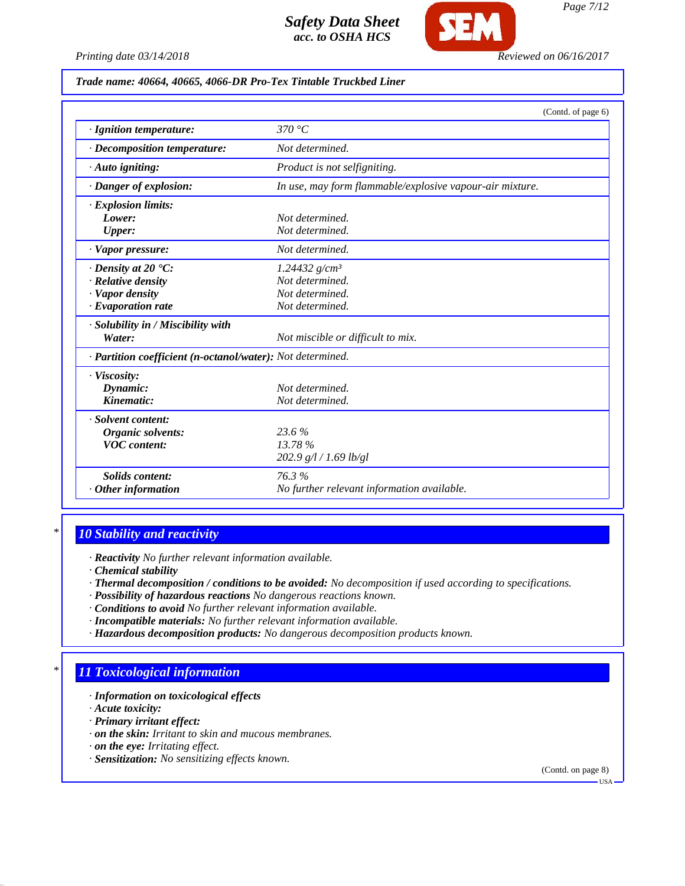**Trade name: 40664, 40665, 4066-DR Pro-Tex Tintable Truckbed Liner**

(Contd. of page 6)

| | |
|---|---|
| · **Ignition temperature:** | 370 °C |
| · **Decomposition temperature:** | Not determined. |
| · **Auto igniting:** | Product is not selfigniting. |
| · **Danger of explosion:** | In use, may form flammable/explosive vapour-air mixture. |
| · **Explosion limits:** | |
| **Lower:** | Not determined. |
| **Upper:** | Not determined. |
| · **Vapor pressure:** | Not determined. |
| · **Density at 20 °C:** | 1.24432 g/cm³ |
| · **Relative density** | Not determined. |
| · **Vapor density** | Not determined. |
| · **Evaporation rate** | Not determined. |
| · **Solubility in / Miscibility with** | |
| **Water:** | Not miscible or difficult to mix. |
| · **Partition coefficient (n-octanol/water):** | Not determined. |
| · **Viscosity:** | |
| **Dynamic:** | Not determined. |
| **Kinematic:** | Not determined. |
| · **Solvent content:** | |
| **Organic solvents:** | 23.6 % |
| **VOC content:** | 13.78 % |
| | 202.9 g/l / 1.69 lb/gl |
| **Solids content:** | 76.3 % |
| · **Other information** | No further relevant information available. |

## 10 Stability and reactivity

· **Reactivity** No further relevant information available.
· **Chemical stability**
· **Thermal decomposition / conditions to be avoided:** No decomposition if used according to specifications.
· **Possibility of hazardous reactions** No dangerous reactions known.
· **Conditions to avoid** No further relevant information available.
· **Incompatible materials:** No further relevant information available.
· **Hazardous decomposition products:** No dangerous decomposition products known.

## 11 Toxicological information

· **Information on toxicological effects**
· **Acute toxicity:**
· **Primary irritant effect:**
· **on the skin:** Irritant to skin and mucous membranes.
· **on the eye:** Irritating effect.
· **Sensitization:** No sensitizing effects known.

(Contd. on page 8)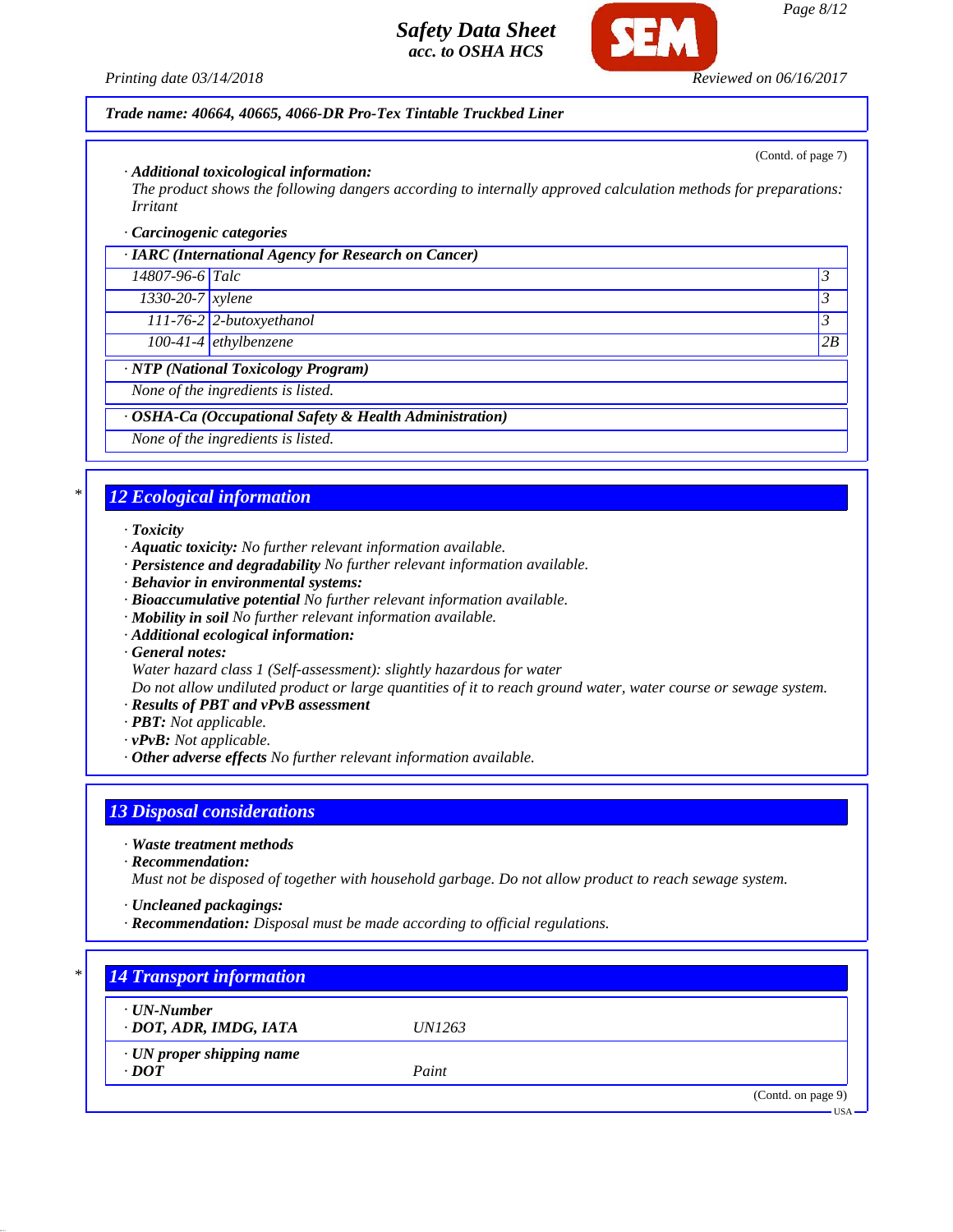Trade name: 40664, 40665, 4066-DR Pro-Tex Tintable Truckbed Liner

(Contd. of page 7)

· **Additional toxicological information:**
*The product shows the following dangers according to internally approved calculation methods for preparations:*
*Irritant*

· **Carcinogenic categories**

| · IARC (International Agency for Research on Cancer) | | |
|---|---|---|
| 14807-96-6 | Talc | 3 |
| 1330-20-7 | xylene | 3 |
| 111-76-2 | 2-butoxyethanol | 3 |
| 100-41-4 | ethylbenzene | 2B |

| · NTP (National Toxicology Program) |
|---|
| None of the ingredients is listed. |

| · OSHA-Ca (Occupational Safety & Health Administration) |
|---|
| None of the ingredients is listed. |

## 12 Ecological information

· **Toxicity**
· **Aquatic toxicity:** *No further relevant information available.*
· **Persistence and degradability** *No further relevant information available.*
· **Behavior in environmental systems:**
· **Bioaccumulative potential** *No further relevant information available.*
· **Mobility in soil** *No further relevant information available.*
· **Additional ecological information:**
· **General notes:**
*Water hazard class 1 (Self-assessment): slightly hazardous for water*
*Do not allow undiluted product or large quantities of it to reach ground water, water course or sewage system.*
· **Results of PBT and vPvB assessment**
· **PBT:** *Not applicable.*
· **vPvB:** *Not applicable.*
· **Other adverse effects** *No further relevant information available.*

## 13 Disposal considerations

· **Waste treatment methods**
· **Recommendation:**
*Must not be disposed of together with household garbage. Do not allow product to reach sewage system.*

· **Uncleaned packagings:**
· **Recommendation:** *Disposal must be made according to official regulations.*

## 14 Transport information

| | |
|---|---|
| · **UN-Number**<br>· **DOT, ADR, IMDG, IATA** | UN1263 |
| · **UN proper shipping name**<br>· **DOT** | Paint |

(Contd. on page 9)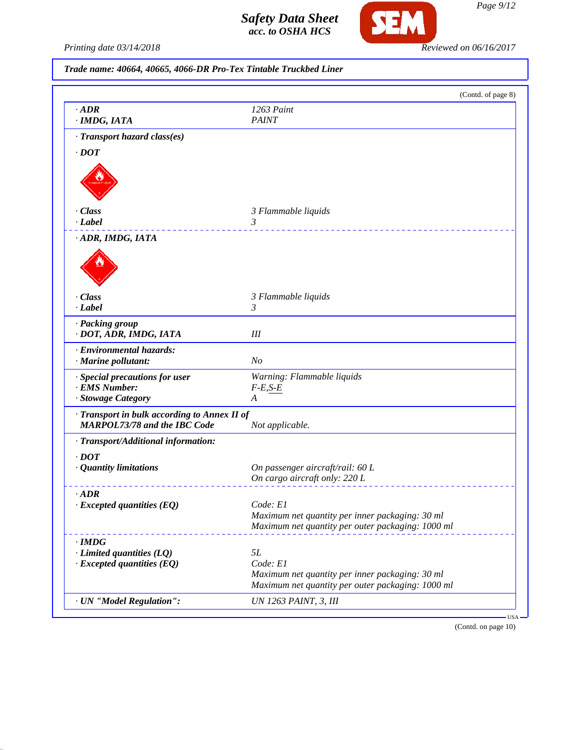Trade name: 40664, 40665, 4066-DR Pro-Tex Tintable Truckbed Liner

(Contd. of page 8)

| | |
|---|---|
| **· ADR** | 1263 Paint |
| **· IMDG, IATA** | PAINT |
| **· Transport hazard class(es)** | |
| **· DOT** | |
| **· Class** | 3 Flammable liquids |
| **· Label** | 3 |
| **· ADR, IMDG, IATA** | |
| **· Class** | 3 Flammable liquids |
| **· Label** | 3 |
| **· Packing group** | |
| **· DOT, ADR, IMDG, IATA** | III |
| **· Environmental hazards:** | |
| **· Marine pollutant:** | No |
| **· Special precautions for user** | Warning: Flammable liquids |
| **· EMS Number:** | F-E,S-E |
| **· Stowage Category** | A |
| **· Transport in bulk according to Annex II of MARPOL73/78 and the IBC Code** | Not applicable. |
| **· Transport/Additional information:** | |
| **· DOT** | |
| **· Quantity limitations** | On passenger aircraft/rail: 60 L<br>On cargo aircraft only: 220 L |
| **· ADR** | |
| **· Excepted quantities (EQ)** | Code: E1<br>Maximum net quantity per inner packaging: 30 ml<br>Maximum net quantity per outer packaging: 1000 ml |
| **· IMDG** | |
| **· Limited quantities (LQ)** | 5L |
| **· Excepted quantities (EQ)** | Code: E1<br>Maximum net quantity per inner packaging: 30 ml<br>Maximum net quantity per outer packaging: 1000 ml |
| **· UN "Model Regulation":** | UN 1263 PAINT, 3, III |

USA

(Contd. on page 10)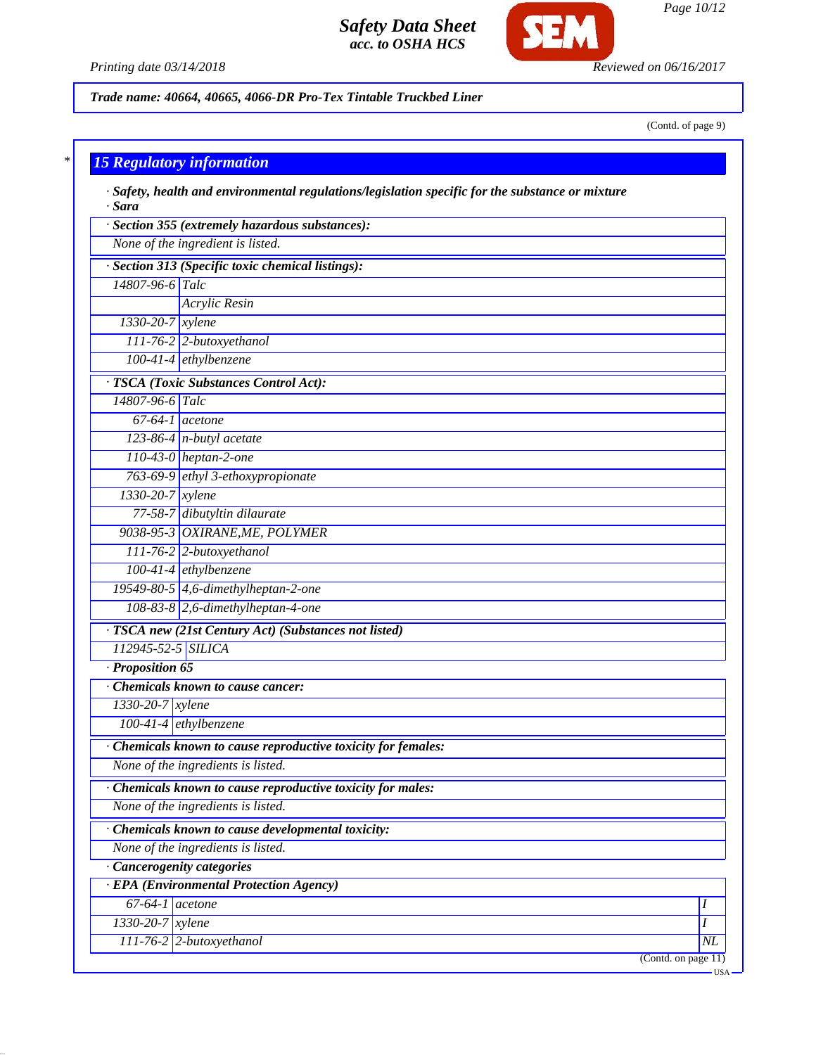Trade name: 40664, 40665, 4066-DR Pro-Tex Tintable Truckbed Liner

(Contd. of page 9)

## 15 Regulatory information

· **Safety, health and environmental regulations/legislation specific for the substance or mixture**

· **Sara**

| · Section 355 (extremely hazardous substances): | |
|---|---|
| None of the ingredient is listed. | |

| · Section 313 (Specific toxic chemical listings): | |
|---|---|
| 14807-96-6 | Talc |
| | Acrylic Resin |
| 1330-20-7 | xylene |
| 111-76-2 | 2-butoxyethanol |
| 100-41-4 | ethylbenzene |

| · TSCA (Toxic Substances Control Act): | |
|---|---|
| 14807-96-6 | Talc |
| 67-64-1 | acetone |
| 123-86-4 | n-butyl acetate |
| 110-43-0 | heptan-2-one |
| 763-69-9 | ethyl 3-ethoxypropionate |
| 1330-20-7 | xylene |
| 77-58-7 | dibutyltin dilaurate |
| 9038-95-3 | OXIRANE,ME, POLYMER |
| 111-76-2 | 2-butoxyethanol |
| 100-41-4 | ethylbenzene |
| 19549-80-5 | 4,6-dimethylheptan-2-one |
| 108-83-8 | 2,6-dimethylheptan-4-one |

| · TSCA new (21st Century Act) (Substances not listed) | |
|---|---|
| 112945-52-5 | SILICA |

· **Proposition 65**

| · Chemicals known to cause cancer: | |
|---|---|
| 1330-20-7 | xylene |
| 100-41-4 | ethylbenzene |

| · Chemicals known to cause reproductive toxicity for females: |
|---|
| None of the ingredients is listed. |

| · Chemicals known to cause reproductive toxicity for males: |
|---|
| None of the ingredients is listed. |

| · Chemicals known to cause developmental toxicity: |
|---|
| None of the ingredients is listed. |

· **Cancerogenity categories**

| · EPA (Environmental Protection Agency) | | |
|---|---|---|
| 67-64-1 | acetone | I |
| 1330-20-7 | xylene | I |
| 111-76-2 | 2-butoxyethanol | NL |

(Contd. on page 11)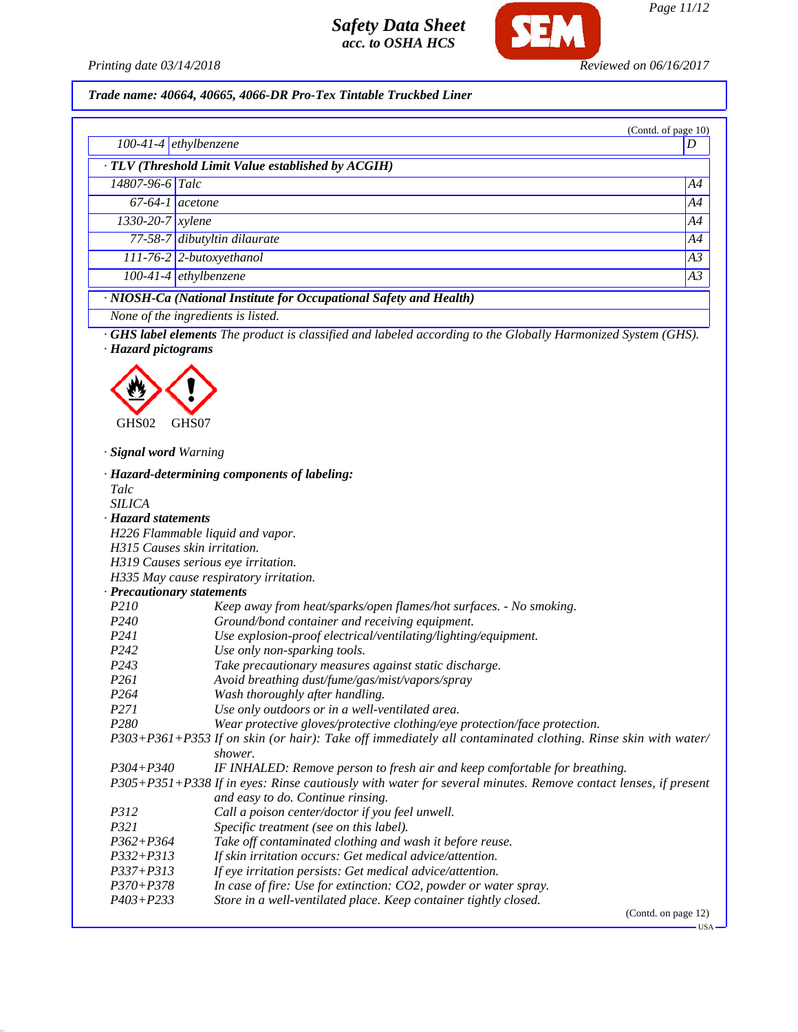Trade name: 40664, 40665, 4066-DR Pro-Tex Tintable Truckbed Liner

(Contd. of page 10)

| | | |
|---|---|---|
| 100-41-4 | ethylbenzene | D |

· **TLV (Threshold Limit Value established by ACGIH)**

| | | |
|---|---|---|
| 14807-96-6 | Talc | A4 |
| 67-64-1 | acetone | A4 |
| 1330-20-7 | xylene | A4 |
| 77-58-7 | dibutyltin dilaurate | A4 |
| 111-76-2 | 2-butoxyethanol | A3 |
| 100-41-4 | ethylbenzene | A3 |

· **NIOSH-Ca (National Institute for Occupational Safety and Health)**

None of the ingredients is listed.

· **GHS label elements** The product is classified and labeled according to the Globally Harmonized System (GHS).

· **Hazard pictograms**

GHS02 GHS07

· **Signal word** Warning

· **Hazard-determining components of labeling:**
Talc
SILICA

· **Hazard statements**
H226 Flammable liquid and vapor.
H315 Causes skin irritation.
H319 Causes serious eye irritation.
H335 May cause respiratory irritation.

· **Precautionary statements**

| | |
|---|---|
| P210 | Keep away from heat/sparks/open flames/hot surfaces. - No smoking. |
| P240 | Ground/bond container and receiving equipment. |
| P241 | Use explosion-proof electrical/ventilating/lighting/equipment. |
| P242 | Use only non-sparking tools. |
| P243 | Take precautionary measures against static discharge. |
| P261 | Avoid breathing dust/fume/gas/mist/vapors/spray |
| P264 | Wash thoroughly after handling. |
| P271 | Use only outdoors or in a well-ventilated area. |
| P280 | Wear protective gloves/protective clothing/eye protection/face protection. |
| P303+P361+P353 | If on skin (or hair): Take off immediately all contaminated clothing. Rinse skin with water/shower. |
| P304+P340 | IF INHALED: Remove person to fresh air and keep comfortable for breathing. |
| P305+P351+P338 | If in eyes: Rinse cautiously with water for several minutes. Remove contact lenses, if present and easy to do. Continue rinsing. |
| P312 | Call a poison center/doctor if you feel unwell. |
| P321 | Specific treatment (see on this label). |
| P362+P364 | Take off contaminated clothing and wash it before reuse. |
| P332+P313 | If skin irritation occurs: Get medical advice/attention. |
| P337+P313 | If eye irritation persists: Get medical advice/attention. |
| P370+P378 | In case of fire: Use for extinction: CO2, powder or water spray. |
| P403+P233 | Store in a well-ventilated place. Keep container tightly closed. |

(Contd. on page 12)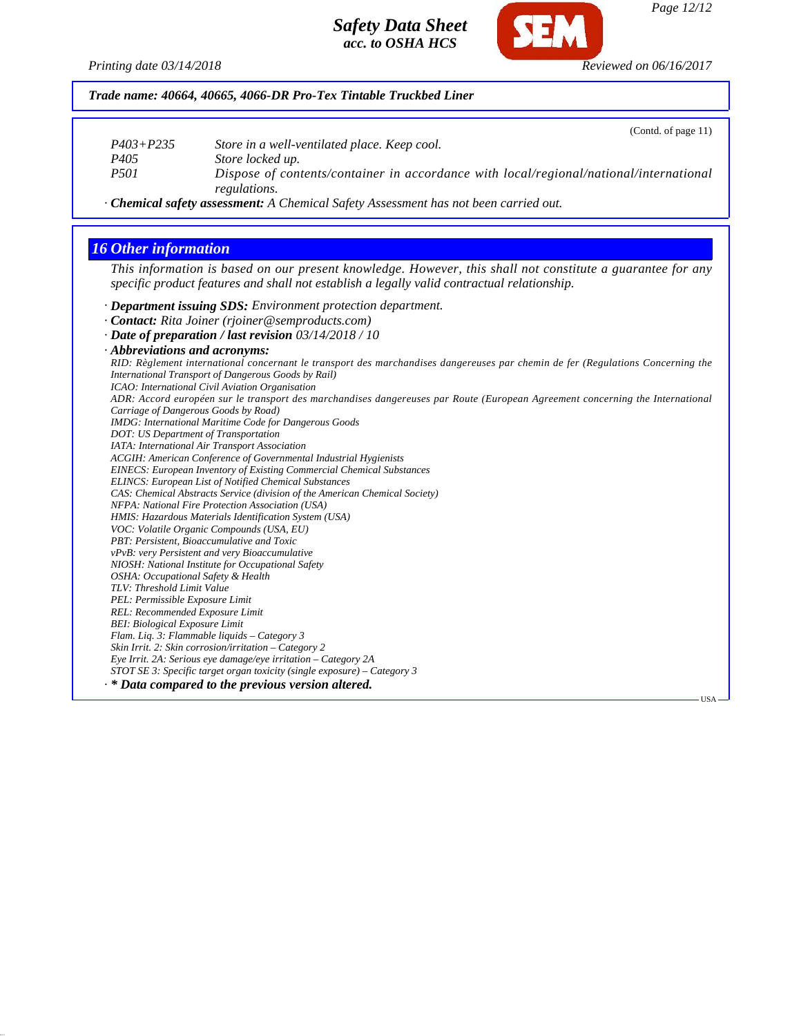**Trade name: 40664, 40665, 4066-DR Pro-Tex Tintable Truckbed Liner**

(Contd. of page 11)

| | |
|---|---|
| P403+P235 | Store in a well-ventilated place. Keep cool. |
| P405 | Store locked up. |
| P501 | Dispose of contents/container in accordance with local/regional/national/international regulations. |

· **Chemical safety assessment:** A Chemical Safety Assessment has not been carried out.

## 16 Other information

This information is based on our present knowledge. However, this shall not constitute a guarantee for any specific product features and shall not establish a legally valid contractual relationship.

· **Department issuing SDS:** Environment protection department.

· **Contact:** Rita Joiner (rjoiner@semproducts.com)

· **Date of preparation / last revision** 03/14/2018 / 10

· **Abbreviations and acronyms:**

RID: Règlement international concernant le transport des marchandises dangereuses par chemin de fer (Regulations Concerning the International Transport of Dangerous Goods by Rail)
ICAO: International Civil Aviation Organisation
ADR: Accord européen sur le transport des marchandises dangereuses par Route (European Agreement concerning the International Carriage of Dangerous Goods by Road)
IMDG: International Maritime Code for Dangerous Goods
DOT: US Department of Transportation
IATA: International Air Transport Association
ACGIH: American Conference of Governmental Industrial Hygienists
EINECS: European Inventory of Existing Commercial Chemical Substances
ELINCS: European List of Notified Chemical Substances
CAS: Chemical Abstracts Service (division of the American Chemical Society)
NFPA: National Fire Protection Association (USA)
HMIS: Hazardous Materials Identification System (USA)
VOC: Volatile Organic Compounds (USA, EU)
PBT: Persistent, Bioaccumulative and Toxic
vPvB: very Persistent and very Bioaccumulative
NIOSH: National Institute for Occupational Safety
OSHA: Occupational Safety & Health
TLV: Threshold Limit Value
PEL: Permissible Exposure Limit
REL: Recommended Exposure Limit
BEI: Biological Exposure Limit
Flam. Liq. 3: Flammable liquids – Category 3
Skin Irrit. 2: Skin corrosion/irritation – Category 2
Eye Irrit. 2A: Serious eye damage/eye irritation – Category 2A
STOT SE 3: Specific target organ toxicity (single exposure) – Category 3

· **\* Data compared to the previous version altered.**

USA